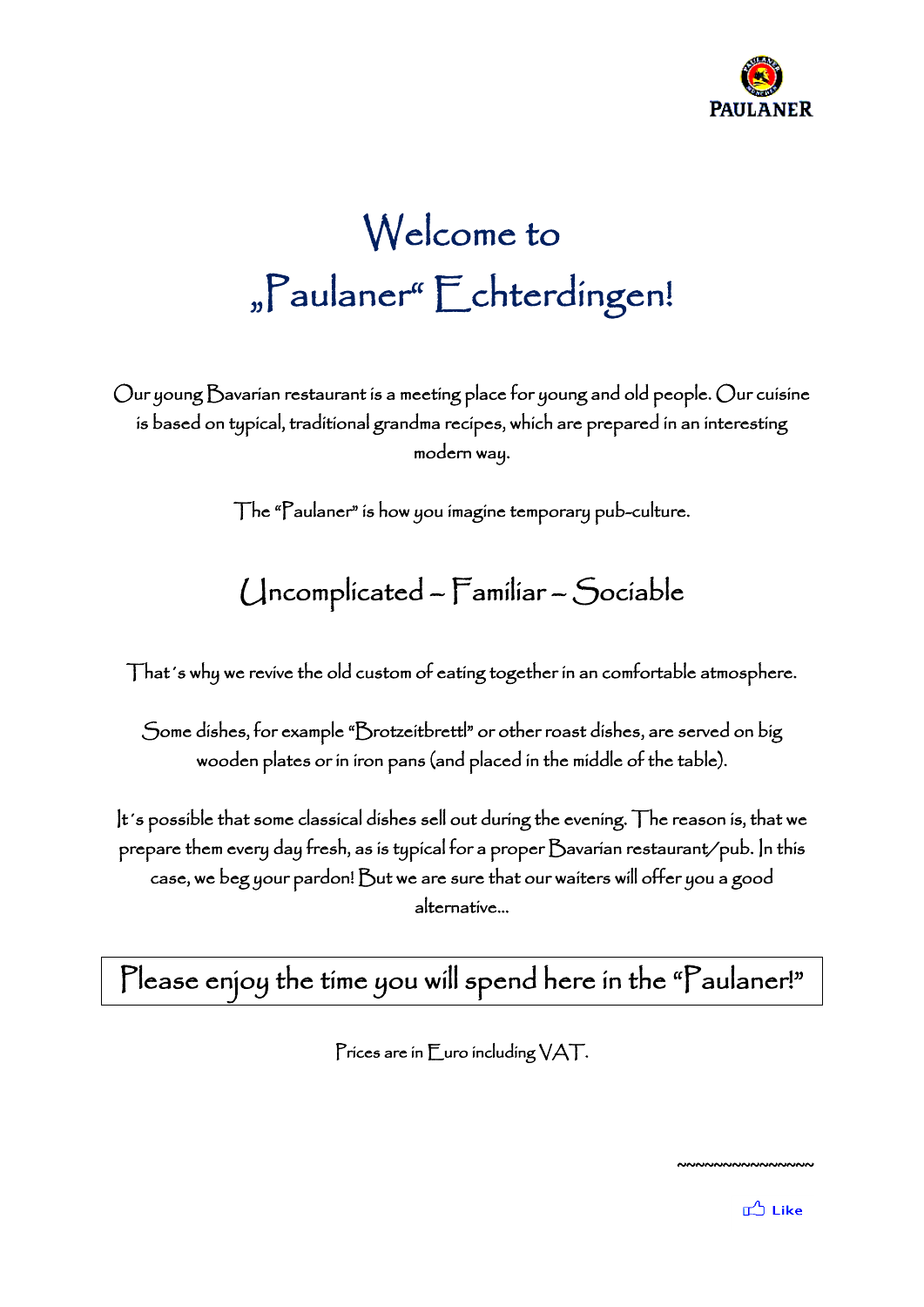PAULANER

# Welcome to „Paulaner“ Echterdingen!

Our young Bavarian restaurant is a meeting place for young and old people. Our cuisine is based on typical, traditional grandma recipes, which are prepared in an interesting modern way.

The "Paulaner" is how you imagine temporary pub-culture.

## Uncomplicated – Familiar – Sociable

That´s why we revive the old custom of eating together in an comfortable atmosphere.

Some dishes, for example "Brotzeitbrettl" or other roast dishes, are served on big wooden plates or in iron pans (and placed in the middle of the table).

It´s possible that some classical dishes sell out during the evening. The reason is, that we prepare them every day fresh, as is typical for a proper Bavarian restaurant/pub. In this case, we beg your pardon! But we are sure that our waiters will offer you a good alternative...

**Please enjoy the time you will spend here in the "Paulaner!"**

Prices are in Euro including VAT.

~~~~~~~~~~~~~~~~

Like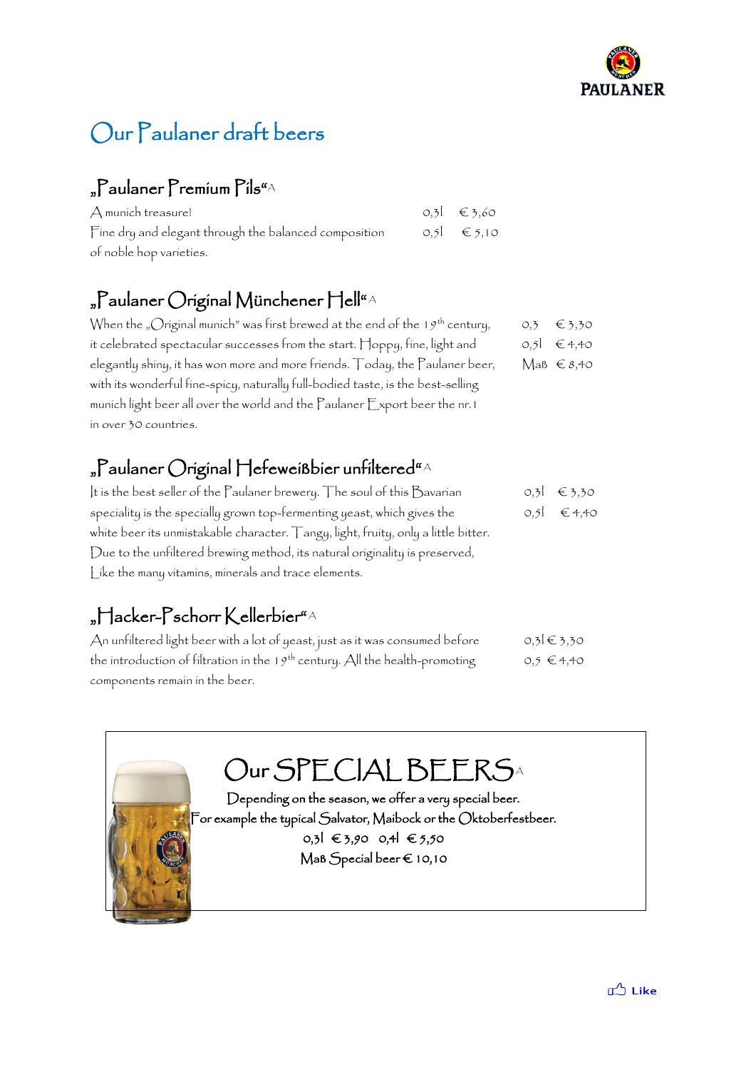# Our Paulaner draft beers

## „Paulaner Premium Pils"A

A munich treasure!
Fine dry and elegant through the balanced composition of noble hop varieties.

| | |
|---|---|
| 0,3l | € 3,60 |
| 0,5l | € 5,10 |

## „Paulaner Original Münchener Hell"A

When the „Original munich" was first brewed at the end of the 19th century, it celebrated spectacular successes from the start. Hoppy, fine, light and elegantly shiny, it has won more and more friends. Today, the Paulaner beer, with its wonderful fine-spicy, naturally full-bodied taste, is the best-selling munich light beer all over the world and the Paulaner Export beer the nr. 1 in over 30 countries.

| | |
|---|---|
| 0,3 | € 3,30 |
| 0,5l | € 4,40 |
| Maß | € 8,40 |

## „Paulaner Original Hefeweißbier unfiltered"A

It is the best seller of the Paulaner brewery. The soul of this Bavarian speciality is the specially grown top-fermenting yeast, which gives the white beer its unmistakable character. Tangy, light, fruity, only a little bitter. Due to the unfiltered brewing method, its natural originality is preserved, Like the many vitamins, minerals and trace elements.

| | |
|---|---|
| 0,3l | € 3,30 |
| 0,5l | € 4,40 |

## „Hacker-Pschorr Kellerbier"A

An unfiltered light beer with a lot of yeast, just as it was consumed before the introduction of filtration in the 19th century. All the health-promoting components remain in the beer.

| | |
|---|---|
| 0,3l | € 3,30 |
| 0,5 | € 4,40 |

## Our SPECIAL BEERSA

Depending on the season, we offer a very special beer.
For example the typical Salvator, Maibock or the Oktoberfestbeer.

0,3l € 3,90 0,4l € 5,50

Maß Special beer € 10,10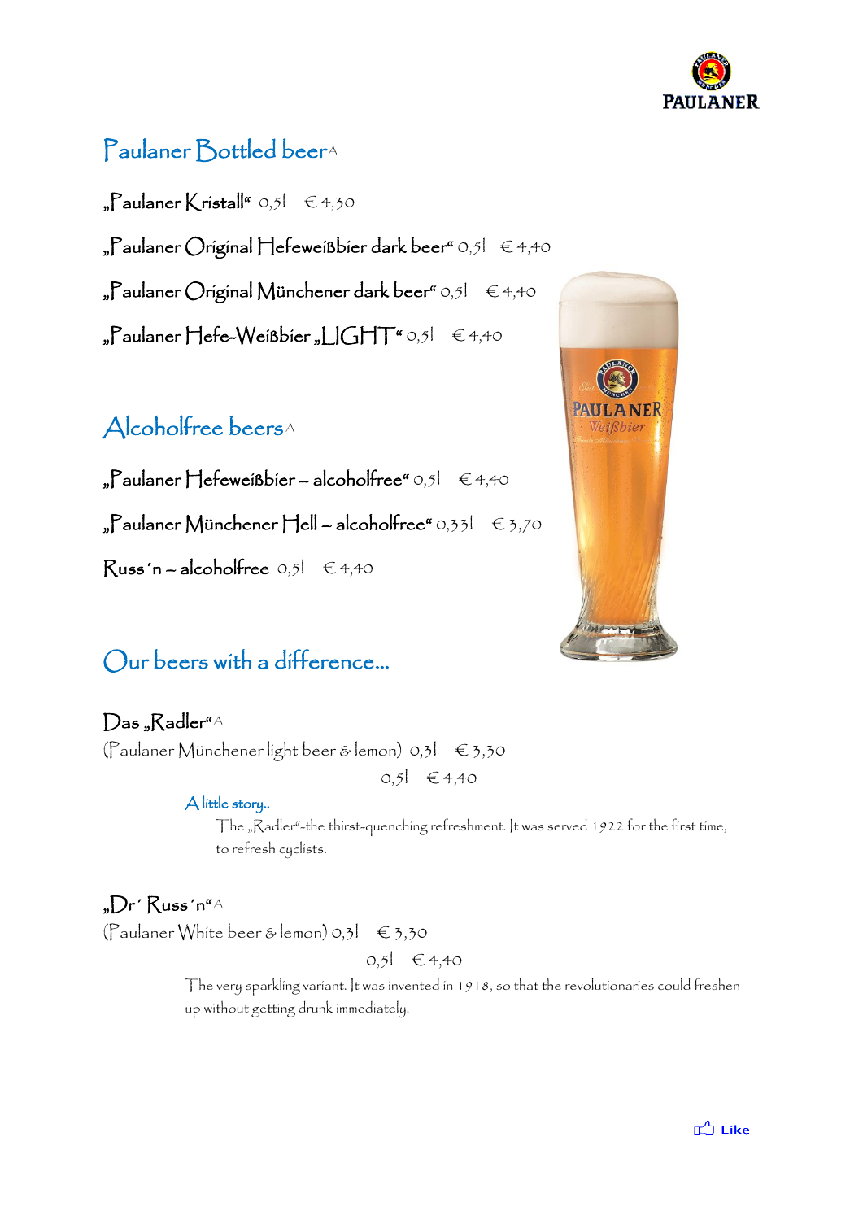## Paulaner Bottled beer[A]

„Paulaner Kristall" 0,5l € 4,30

„Paulaner Original Hefeweißbier dark beer" 0,5l € 4,40

„Paulaner Original Münchener dark beer" 0,5l € 4,40

„Paulaner Hefe-Weißbier „LIGHT" 0,5l € 4,40

## Alcoholfree beers[A]

„Paulaner Hefeweißbier – alcoholfree" 0,5l € 4,40

„Paulaner Münchener Hell – alcoholfree" 0,33l € 3,70

Russ´n – alcoholfree 0,5l € 4,40

## Our beers with a difference…

### Das „Radler"[A]

(Paulaner Münchener light beer & lemon) 0,3l € 3,30

0,5l € 4,40

A little story..

The „Radler"-the thirst-quenching refreshment. It was served 1922 for the first time, to refresh cyclists.

### „Dr´ Russ´n"[A]

(Paulaner White beer & lemon) 0,3l € 3,30

0,5l € 4,40

The very sparkling variant. It was invented in 1918, so that the revolutionaries could freshen up without getting drunk immediately.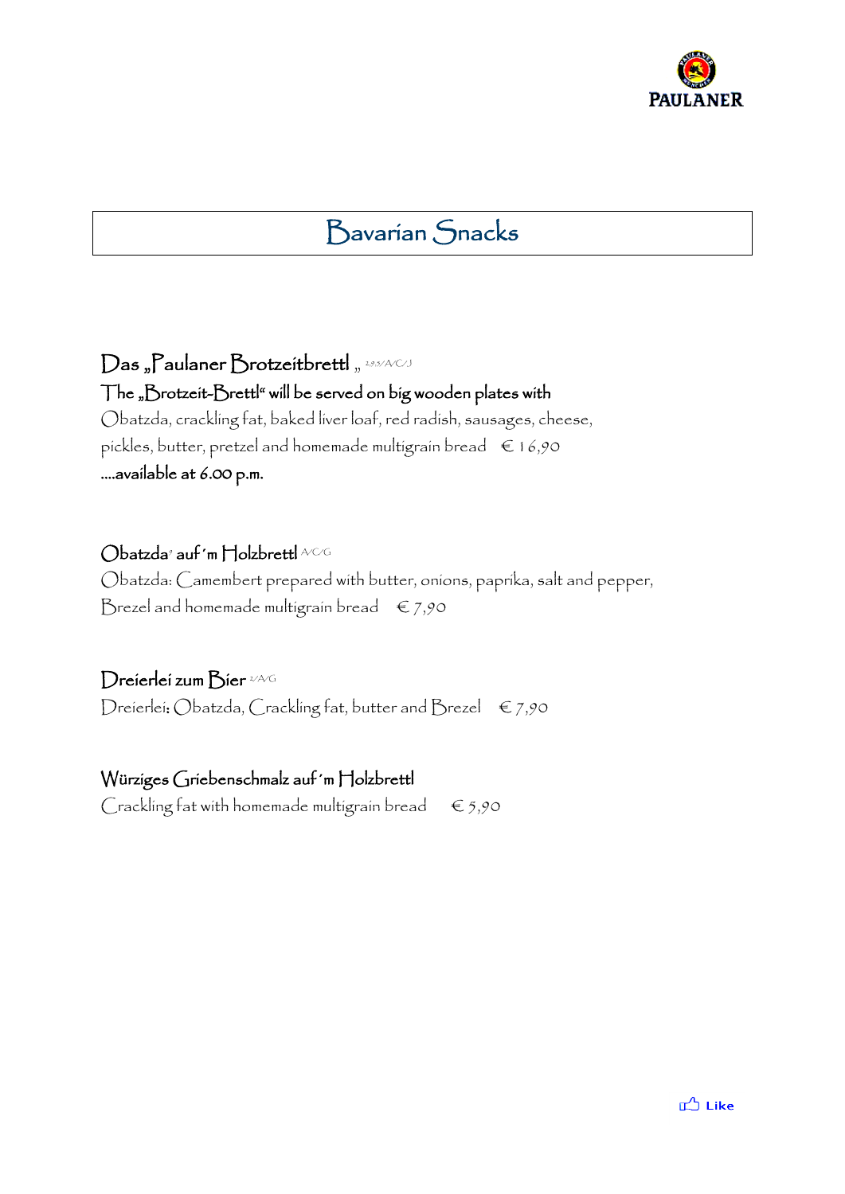# Bavarian Snacks

## Das „Paulaner Brotzeitbrettl" [2,9,5/A/C/J]

**The „Brotzeit-Brettl" will be served on big wooden plates with**

Obatzda, crackling fat, baked liver loaf, red radish, sausages, cheese, pickles, butter, pretzel and homemade multigrain bread € 16,90

**....available at 6.00 p.m.**

## Obatzda[9] auf´m Holzbrettl [A/C/G]

Obatzda: Camembert prepared with butter, onions, paprika, salt and pepper, Brezel and homemade multigrain bread € 7,90

## Dreierlei zum Bier [2/A/G]

Dreierlei: Obatzda, Crackling fat, butter and Brezel € 7,90

## Würziges Griebenschmalz auf´m Holzbrettl

Crackling fat with homemade multigrain bread € 5,90

Like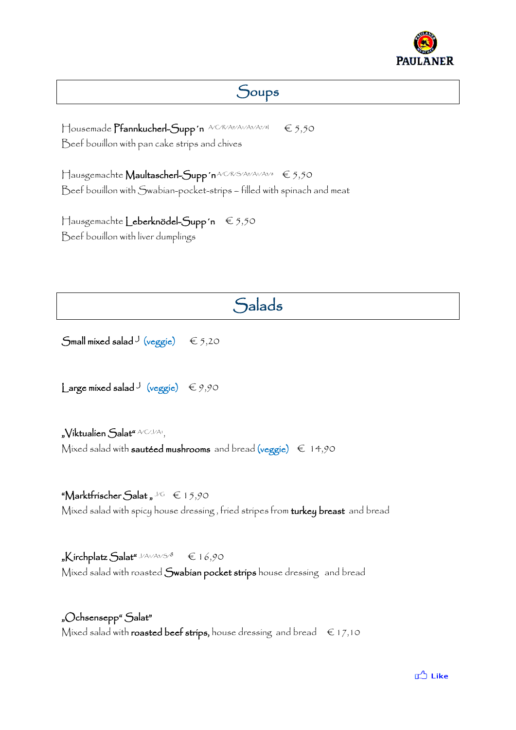## Soups

Housemade **Pfannkucherl-Supp´n** A/C/R/A9/A1/A5/A7/8| € 5,50
Beef bouillon with pan cake strips and chives

Hausgemachte **Maultascherl-Supp´n** A/C/R/S/A9/A1/A5/8 € 5,50
Beef bouillon with Swabian-pocket-strips – filled with spinach and meat

Hausgemachte **Leberknödel-Supp´n** € 5,50
Beef bouillon with liver dumplings

## Salads

**Small mixed salad** J (veggie) € 5,20

**Large mixed salad** J (veggie) € 9,90

**„Viktualien Salat“** A/C/J/A1,
Mixed salad with **sautéed mushrooms** and bread (veggie) € 14,90

**“Marktfrischer Salat „** J/G € 15,90
Mixed salad with spicy house dressing , fried stripes from **turkey breast** and bread

**„Kirchplatz Salat“** J/A1/A5/S/8 € 16,90
Mixed salad with roasted **Swabian pocket strips** house dressing and bread

**„Ochsensepp“ Salat”**
Mixed salad with **roasted beef strips,** house dressing and bread € 17,10

Like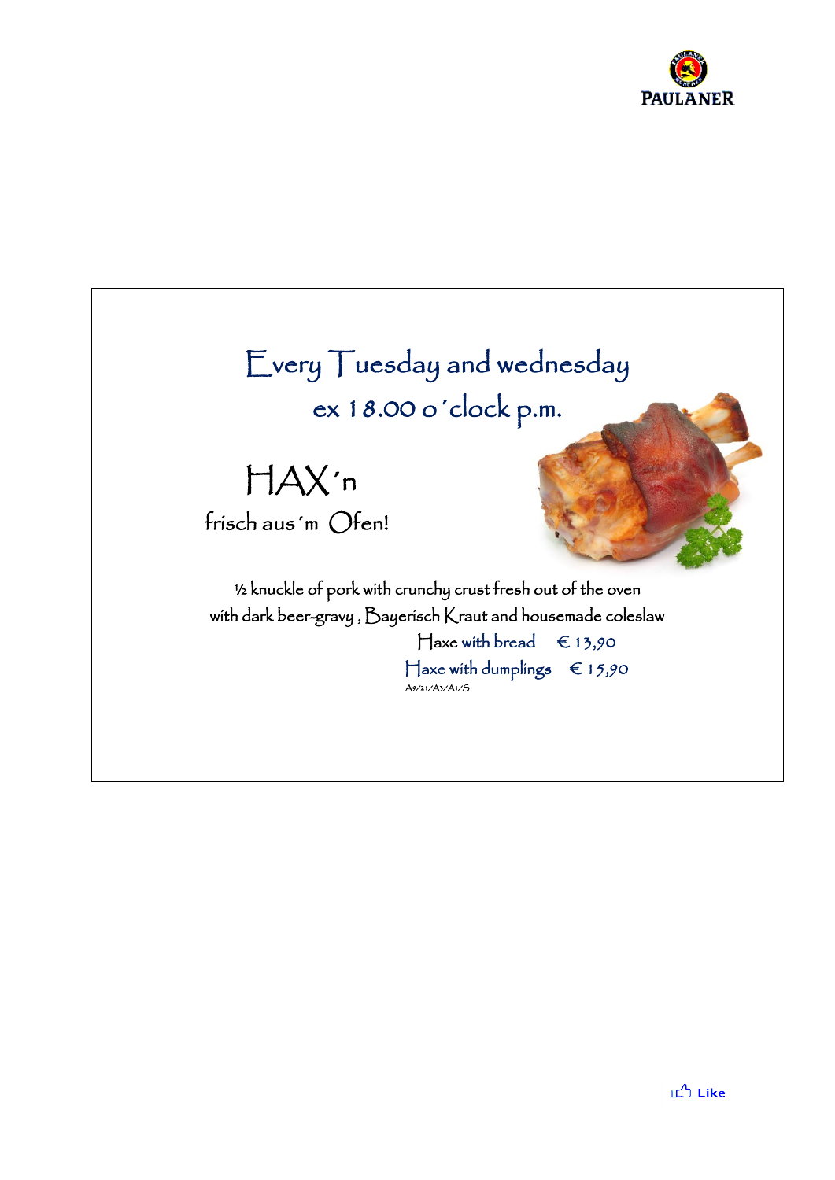PAULANER

# Every Tuesday and wednesday

ex 18.00 o´clock p.m.

## HAX´n

frisch aus´m Ofen!

½ knuckle of pork with crunchy crust fresh out of the oven
with dark beer-gravy , Bayerisch Kraut and housemade coleslaw

Haxe with bread € 13,90

Haxe with dumplings € 15,90

A9/21/A3/A1/S

Like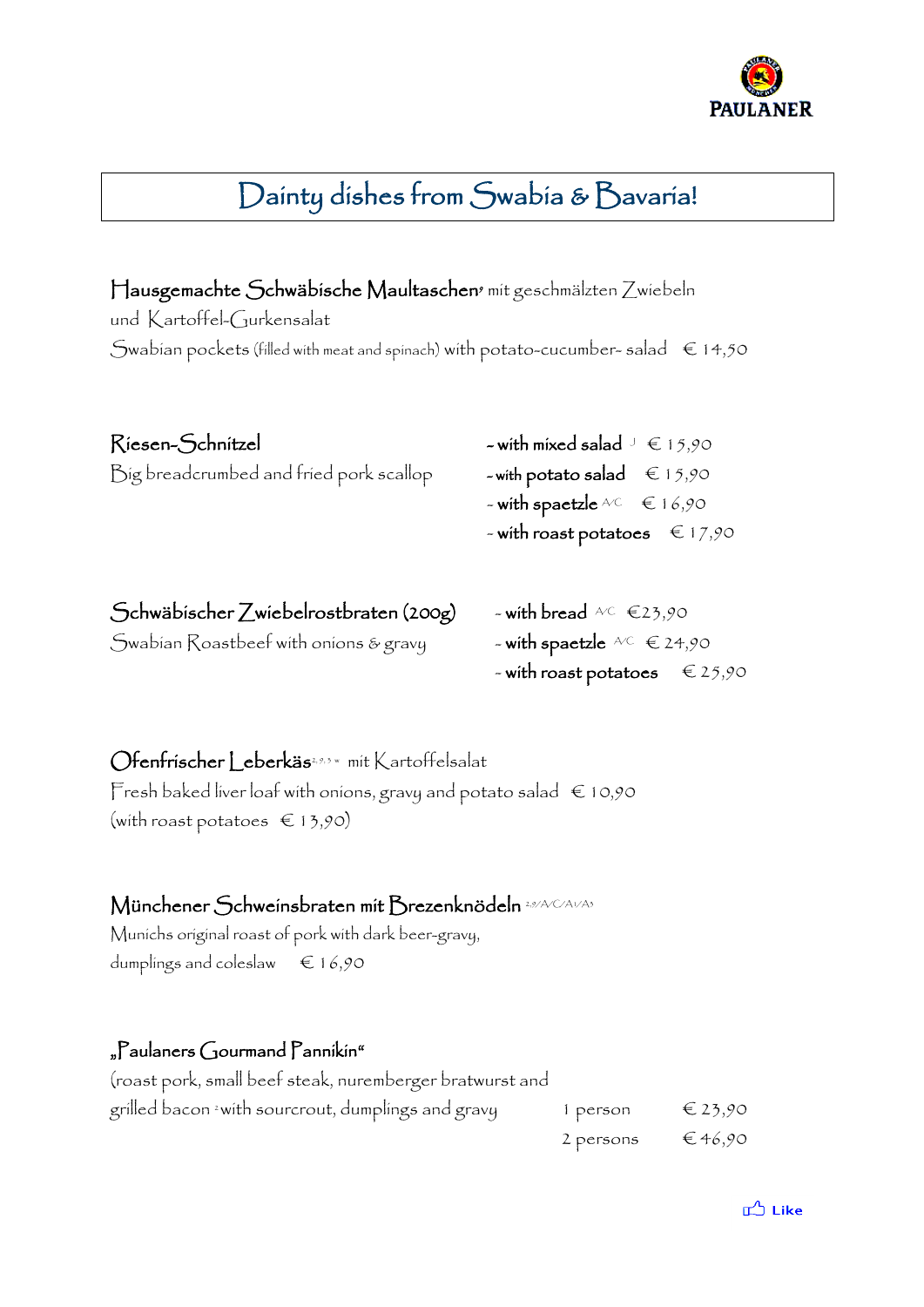PAULANER

# Dainty dishes from Swabia & Bavaria!

**Hausgemachte Schwäbische Maultaschen**[9] mit geschmälzten Zwiebeln und Kartoffel-Gurkensalat
Swabian pockets (filled with meat and spinach) with potato-cucumber- salad € 14,50

**Riesen-Schnitzel**
Big breadcrumbed and fried pork scallop

- with mixed salad [J] € 15,90
- with potato salad € 15,90
- with spaetzle [A/C] € 16,90
- with roast potatoes € 17,90

**Schwäbischer Zwiebelrostbraten (200g)**
Swabian Roastbeef with onions & gravy

- with bread [A/C] €23,90
- with spaetzle [A/C] € 24,90
- with roast potatoes € 25,90

**Ofenfrischer Leberkäs**[2,9,3,M] mit Kartoffelsalat
Fresh baked liver loaf with onions, gravy and potato salad € 10,90
(with roast potatoes € 13,90)

**Münchener Schweinsbraten mit Brezenknödeln** [2,9/A/C/A1/A3]
Munichs original roast of pork with dark beer-gravy, dumplings and coleslaw € 16,90

**„Paulaners Gourmand Pannikin"**
(roast pork, small beef steak, nuremberger bratwurst and grilled bacon [2] with sourcrout, dumplings and gravy

| | |
|---|---|
| 1 person | € 23,90 |
| 2 persons | € 46,90 |

Like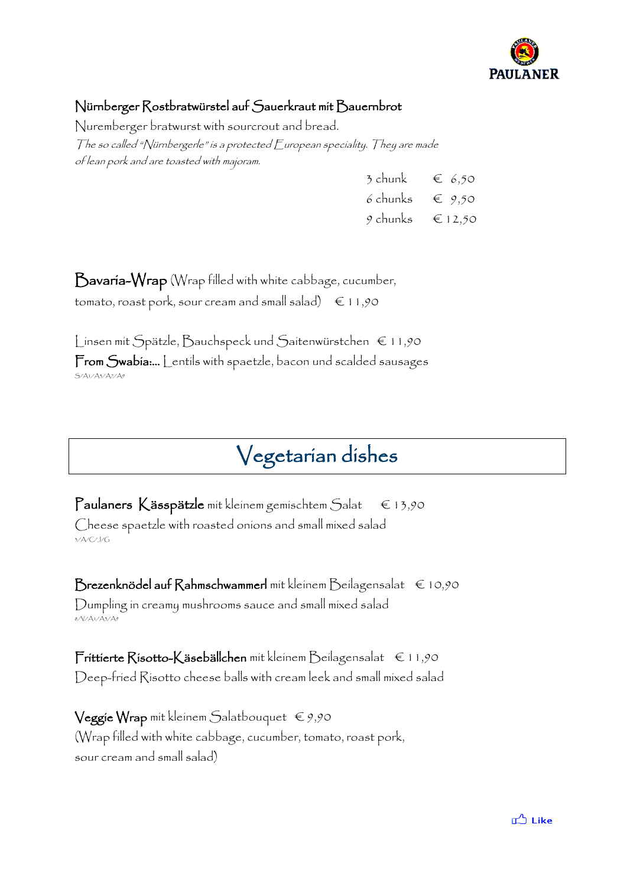**Nürnberger Rostbratwürstel auf Sauerkraut mit Bauernbrot**

Nuremberger bratwurst with sourcrout and bread.

*The so called "Nürnbergerle" is a protected European speciality. They are made of lean pork and are toasted with majoram.*

| | |
|---|---|
| 3 chunk | € 6,50 |
| 6 chunks | € 9,50 |
| 9 chunks | € 12,50 |

**Bavaria-Wrap** (Wrap filled with white cabbage, cucumber, tomato, roast pork, sour cream and small salad) € 11,90

Linsen mit Spätzle, Bauchspeck und Saitenwürstchen € 11,90

**From Swabia:...** Lentils with spaetzle, bacon und scalded sausages

S/A1/A3/A7/A9

# Vegetarian dishes

**Paulaners Kässpätzle** mit kleinem gemischtem Salat € 13,90

Cheese spaetzle with roasted onions and small mixed salad

3/A/C/J/G

**Brezenknödel auf Rahmschwammerl** mit kleinem Beilagensalat € 10,90

Dumpling in creamy mushrooms sauce and small mixed salad

8/V/A1/A3/A9

**Frittierte Risotto-Käsebällchen** mit kleinem Beilagensalat € 11,90

Deep-fried Risotto cheese balls with cream leek and small mixed salad

**Veggie Wrap** mit kleinem Salatbouquet € 9,90

(Wrap filled with white cabbage, cucumber, tomato, roast pork, sour cream and small salad)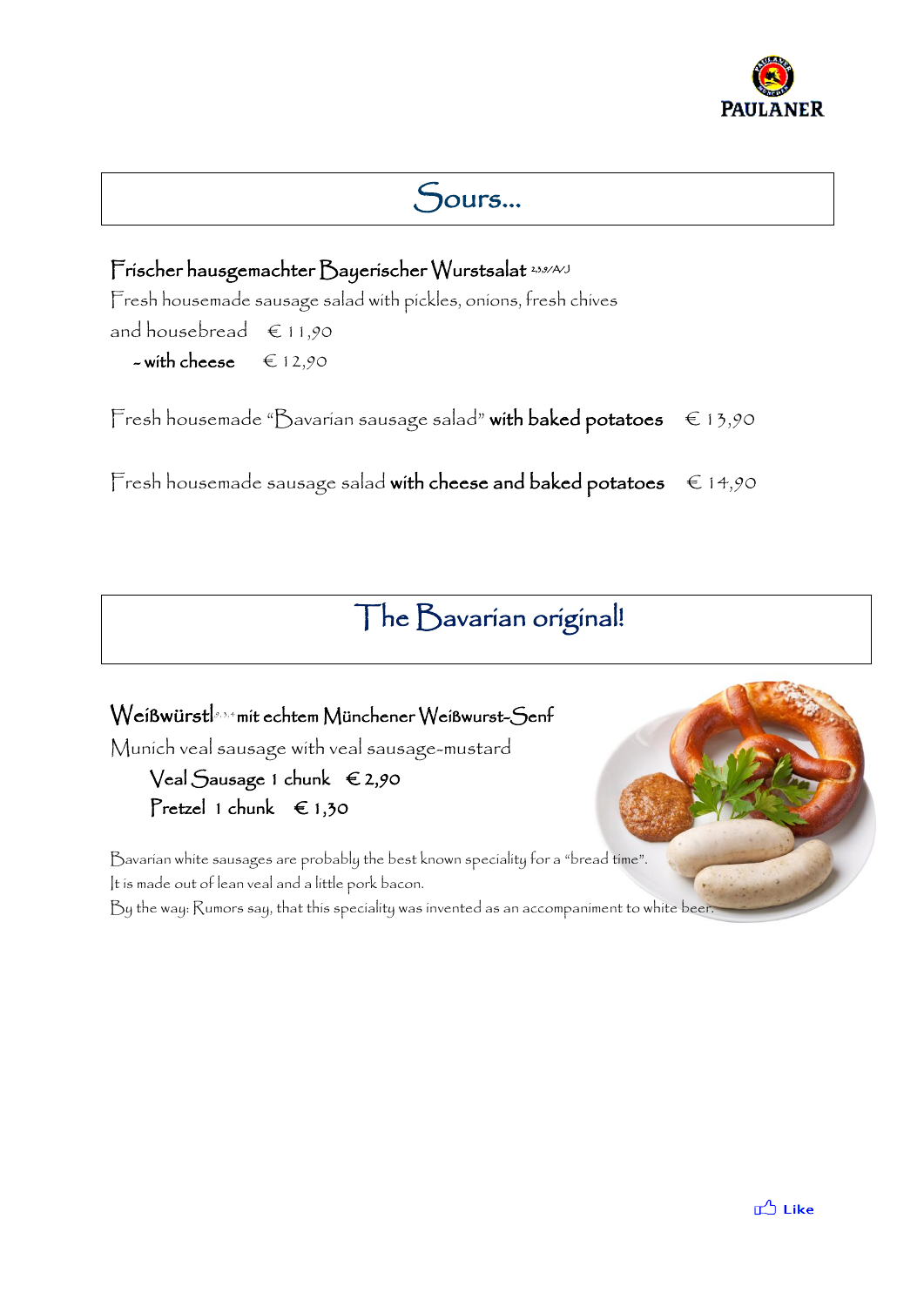## Sours...

**Frischer hausgemachter Bayerischer Wurstsalat** [2,3,9/A/J]

Fresh housemade sausage salad with pickles, onions, fresh chives and housebread € 11,90

- **with cheese** € 12,90

Fresh housemade "Bavarian sausage salad" **with baked potatoes** € 13,90

Fresh housemade sausage salad **with cheese and baked potatoes** € 14,90

## The Bavarian original!

**Weißwürstl** [2,3,4] **mit echtem Münchener Weißwurst-Senf**

Munich veal sausage with veal sausage-mustard

Veal Sausage 1 chunk € 2,90

Pretzel 1 chunk € 1,30

Bavarian white sausages are probably the best known speciality for a "bread time".
It is made out of lean veal and a little pork bacon.
By the way: Rumors say, that this speciality was invented as an accompaniment to white beer.

Like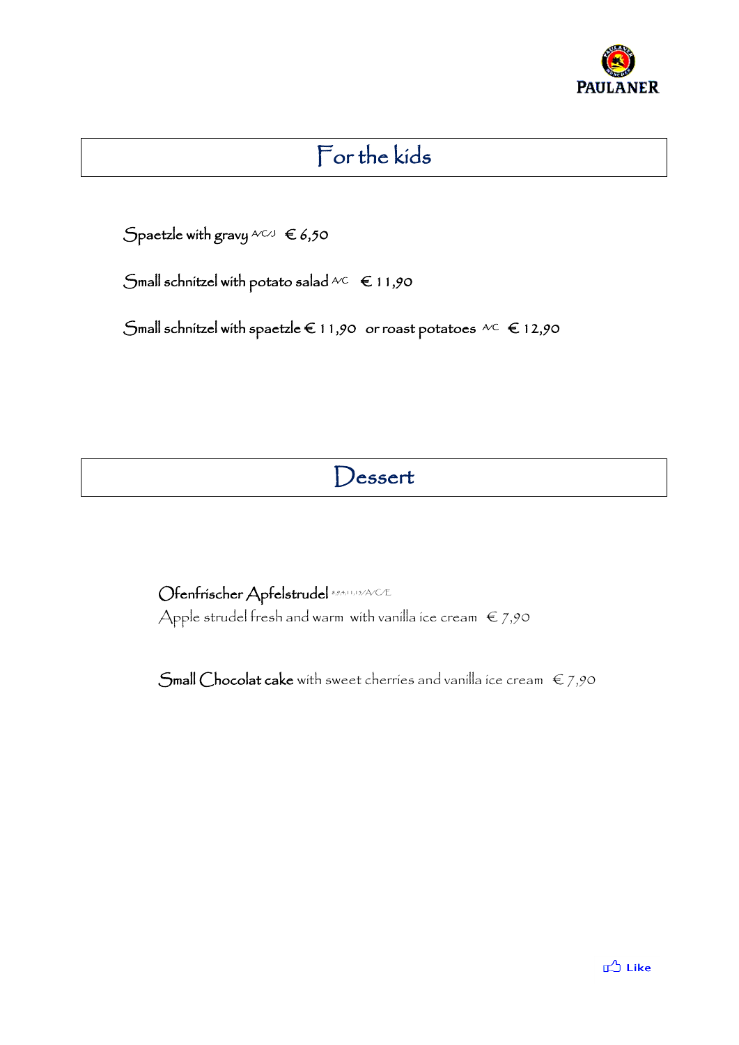# For the kids

Spaetzle with gravy A/C/J € 6,50

Small schnitzel with potato salad A/C € 11,90

Small schnitzel with spaetzle € 11,90 or roast potatoes A/C € 12,90

# Dessert

Ofenfrischer Apfelstrudel 3,9,4,11,15/A/C/E
Apple strudel fresh and warm with vanilla ice cream € 7,90

**Small Chocolat cake** with sweet cherries and vanilla ice cream € 7,90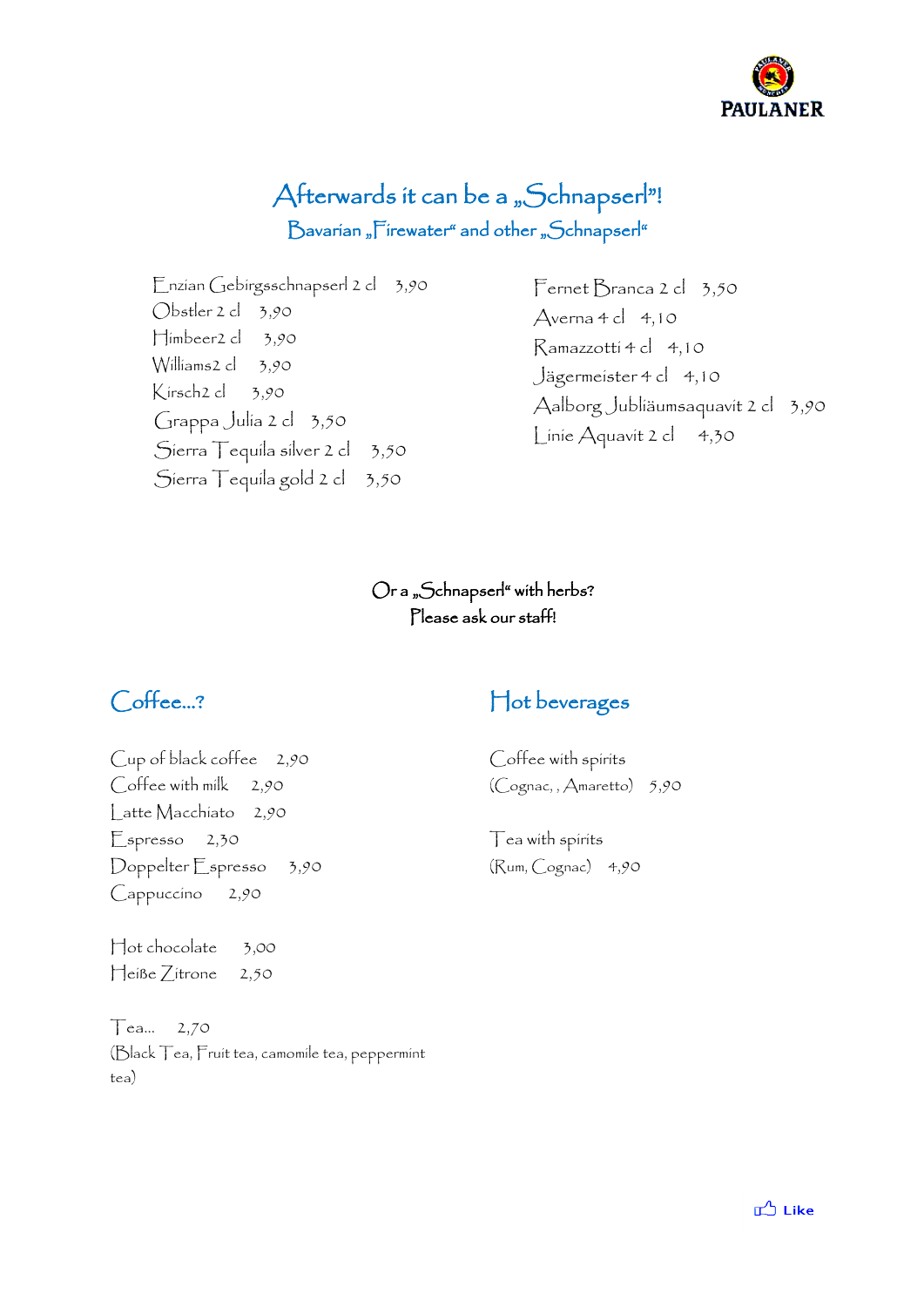PAULANER

# Afterwards it can be a „Schnapserl"!

## Bavarian „Firewater" and other „Schnapserl"

Enzian Gebirgsschnapserl 2 cl 3,90
Obstler 2 cl 3,90
Himbeer2 cl 3,90
Williams2 cl 3,90
Kirsch2 cl 3,90
Grappa Julia 2 cl 3,50
Sierra Tequila silver 2 cl 3,50
Sierra Tequila gold 2 cl 3,50

Fernet Branca 2 cl 3,50
Averna 4 cl 4,10
Ramazzotti 4 cl 4,10
Jägermeister 4 cl 4,10
Aalborg Jubliäumsaquavit 2 cl 3,90
Linie Aquavit 2 cl 4,30

Or a „Schnapserl" with herbs?
Please ask our staff!

## Coffee...?

Cup of black coffee 2,90
Coffee with milk 2,90
Latte Macchiato 2,90
Espresso 2,30
Doppelter Espresso 3,90
Cappuccino 2,90

Hot chocolate 3,00
Heiße Zitrone 2,50

Tea... 2,70
(Black Tea, Fruit tea, camomile tea, peppermint tea)

## Hot beverages

Coffee with spirits
(Cognac, , Amaretto) 5,90

Tea with spirits
(Rum, Cognac) 4,90

Like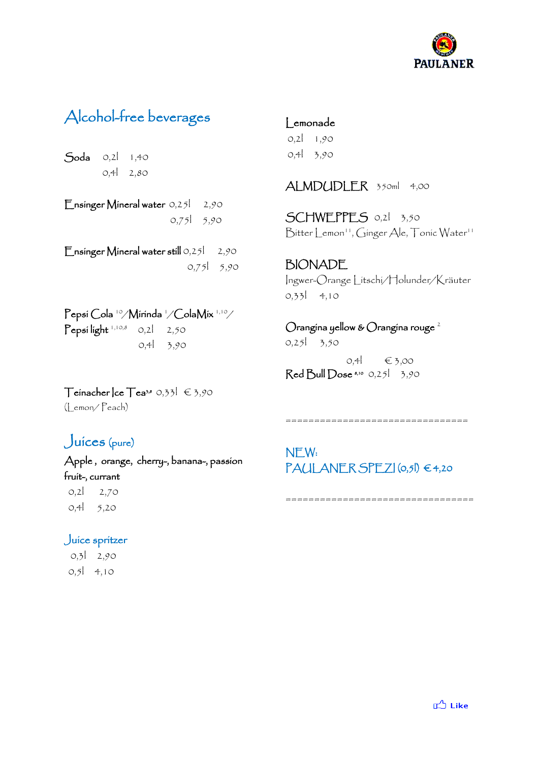PAULANER

# Alcohol-free beverages

Soda 0,2l 1,40
0,4l 2,80

Ensinger Mineral water 0,25l 2,90
0,75l 5,90

Ensinger Mineral water still 0,25l 2,90
0,75l 5,90

Pepsi Cola [10]/Mirinda [1]/ColaMix [1,10]/
Pepsi light [1,10,8] 0,2l 2,50
0,4l 3,90

Teinacher Ice Tea[3,8] 0,33l € 3,90
(Lemon/ Peach)

## Juices (pure)

Apple , orange, cherry-, banana-, passion fruit-, currant
0,2l 2,70
0,4l 5,20

### Juice spritzer

0,3l 2,90
0,5l 4,10

Lemonade
0,2l 1,90
0,4l 3,90

ALMDUDLER 350ml 4,00

SCHWEPPES 0,2l 3,50
Bitter Lemon[11], Ginger Ale, Tonic Water[11]

BIONADE
Ingwer-Orange Litschi/Holunder/Kräuter
0,33l 4,10

Orangina yellow & Orangina rouge [2]
0,25l 3,50

0,4l € 3,00

Red Bull Dose [8,10] 0,25l 3,90

================================

NEW:
PAULANER SPEZI (0,5l) € 4,20

================================

Like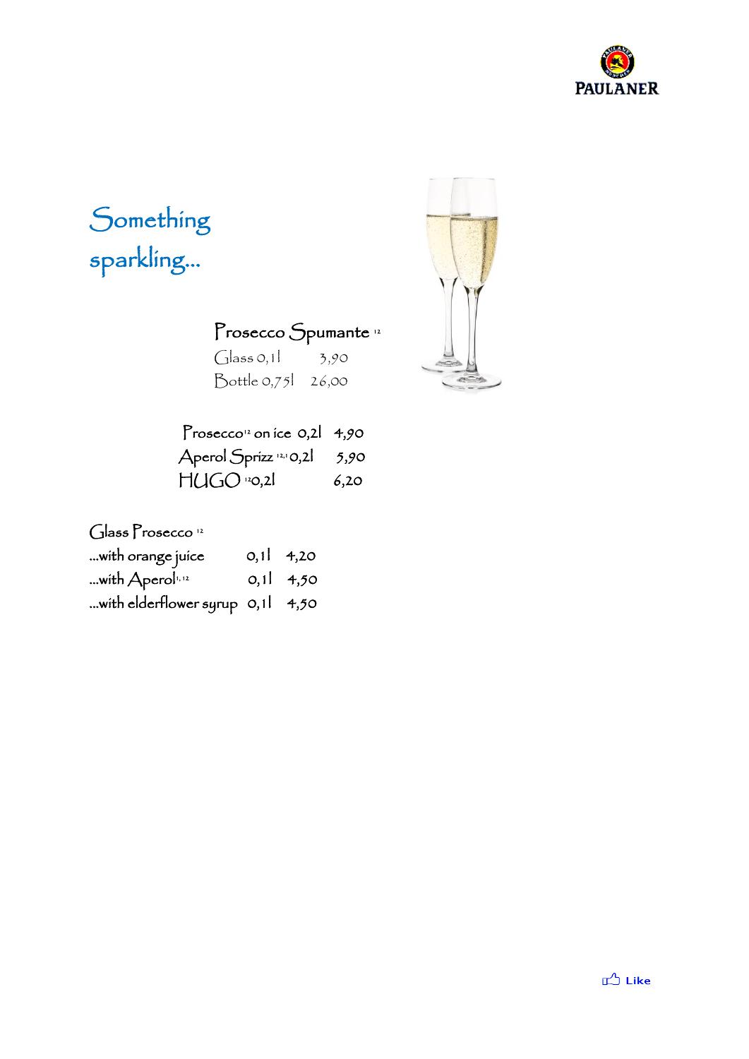# Something sparkling...

**Prosecco Spumante** [12]

| | |
|---|---|
| Glass 0,1l | 3,90 |
| Bottle 0,75l | 26,00 |

| | | |
|---|---|---|
| Prosecco[12] on ice | 0,2l | 4,90 |
| Aperol Sprizz [12,1] | 0,2l | 5,90 |
| HUGO [12] | 0,2l | 6,20 |

**Glass Prosecco** [12]

| | | |
|---|---|---|
| ...with orange juice | 0,1l | 4,20 |
| ...with Aperol[1,12] | 0,1l | 4,50 |
| ...with elderflower syrup | 0,1l | 4,50 |

Like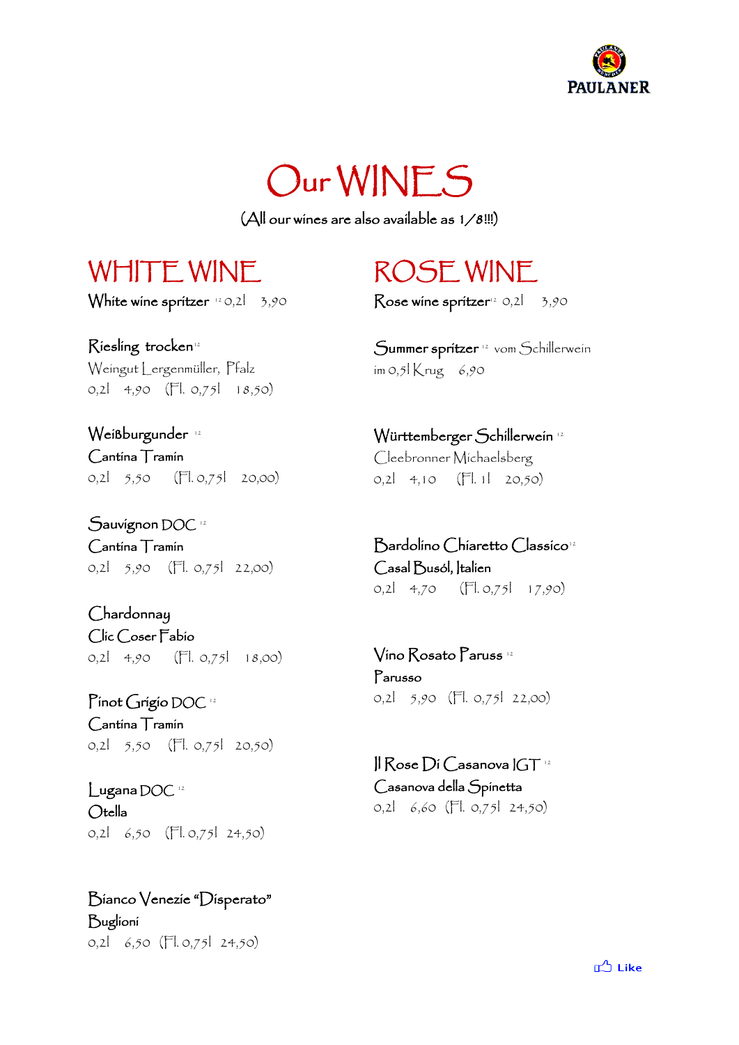PAULANER

# Our WINES

(All our wines are also available as 1/8!!!)

## WHITE WINE

White wine spritzer [12] 0,2l 3,90

Riesling trocken [12]
Weingut Lergenmüller, Pfalz
0,2l 4,90 (Fl. 0,75l 18,50)

Weißburgunder [12]
Cantina Tramin
0,2l 5,50 (Fl. 0,75l 20,00)

Sauvignon DOC [12]
Cantina Tramin
0,2l 5,90 (Fl. 0,75l 22,00)

Chardonnay
Clic Coser Fabio
0,2l 4,90 (Fl. 0,75l 18,00)

Pinot Grigio DOC [12]
Cantina Tramin
0,2l 5,50 (Fl. 0,75l 20,50)

Lugana DOC [12]
Otella
0,2l 6,50 (Fl. 0,75l 24,50)

Bianco Venezie "Disperato"
Buglioni
0,2l 6,50 (Fl. 0,75l 24,50)

## ROSE WINE

Rose wine spritzer [12] 0,2l 3,90

Summer spritzer [12] vom Schillerwein
im 0,5l Krug 6,90

Württemberger Schillerwein [12]
Cleebronner Michaelsberg
0,2l 4,10 (Fl. 1l 20,50)

Bardolino Chiaretto Classico [12]
Casal Busól, Italien
0,2l 4,70 (Fl. 0,75l 17,90)

Vino Rosato Paruss [12]
Parusso
0,2l 5,90 (Fl. 0,75l 22,00)

Il Rose Di Casanova IGT [12]
Casanova della Spinetta
0,2l 6,60 (Fl. 0,75l 24,50)

Like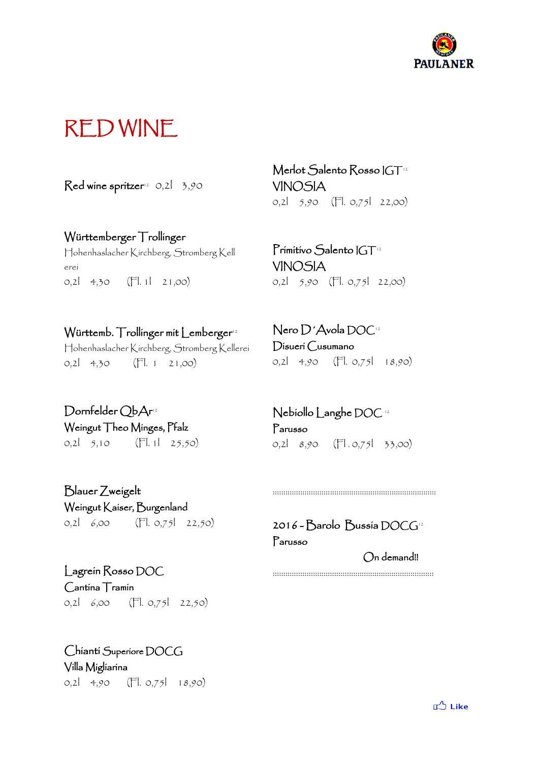# RED WINE

Red wine spritzer[12] 0,2l 3,90

**Württemberger Trollinger**
Hohenhaslacher Kirchberg, Stromberg Kellerei
0,2l 4,30 (Fl. 1l 21,00)

**Württemb. Trollinger mit Lemberger**[12]
Hohenhaslacher Kirchberg, Stromberg Kellerei
0,2l 4,30 (Fl. 1 21,00)

**Dornfelder QbAr**[12]
Weingut Theo Minges, Pfalz
0,2l 5,10 (Fl. 1l 25,50)

**Blauer Zweigelt**
Weingut Kaiser, Burgenland
0,2l 6,00 (Fl. 0,75l 22,50)

**Lagrein Rosso DOC**
Cantina Tramin
0,2l 6,00 (Fl. 0,75l 22,50)

**Chianti Superiore DOCG**
Villa Migliarina
0,2l 4,90 (Fl. 0,75l 18,90)

**Merlot Salento Rosso IGT**[12]
VINOSIA
0,2l 5,90 (Fl. 0,75l 22,00)

**Primitivo Salento IGT**[12]
VINOSIA
0,2l 5,90 (Fl. 0,75l 22,00)

**Nero D´Avola DOC**[12]
Disueri Cusumano
0,2l 4,90 (Fl. 0,75l 18,90)

**Nebiollo Langhe DOC**[12]
Parusso
0,2l 8,90 (Fl . 0,75l 33,00)

**2016 - Barolo Bussia DOCG**[12]
Parusso
On demand!!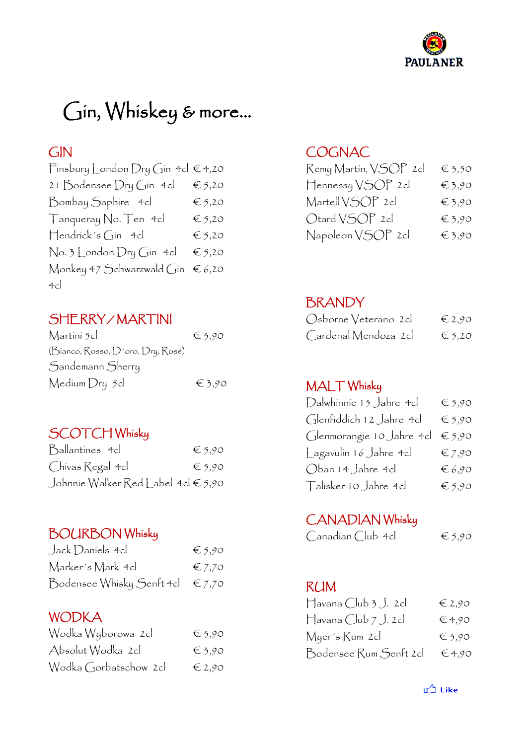PAULANER

# Gin, Whiskey & more...

## GIN

Finsbury London Dry Gin 4cl € 4,20
21 Bodensee Dry Gin 4cl € 5,20
Bombay Saphire 4cl € 5,20
Tanqueray No. Ten 4cl € 5,20
Hendrick´s Gin 4cl € 5,20
No. 3 London Dry Gin 4cl € 5,20
Monkey 47 Schwarzwald Gin 4cl € 6,20

## SHERRY / MARTINI

Martini 5cl € 3,90
(Bianco, Rosso, D´oro, Dry, Rosé)
Sandemann Sherry
Medium Dry 5cl € 3,90

## SCOTCH Whisky

Ballantines 4cl € 5,90
Chivas Regal 4cl € 5,90
Johnnie Walker Red Label 4cl € 5,90

## BOURBON Whisky

Jack Daniels 4cl € 5,90
Marker´s Mark 4cl € 7,70
Bodensee Whisky Senft 4cl € 7,70

## WODKA

Wodka Wyborowa 2cl € 3,90
Absolut Wodka 2cl € 3,90
Wodka Gorbatschow 2cl € 2,90

## COGNAC

Remy Martin, VSOP 2cl € 3,50
Hennessy VSOP 2cl € 3,90
Martell VSOP 2cl € 3,90
Otard VSOP 2cl € 3,90
Napoleon VSOP 2cl € 3,90

## BRANDY

Osborne Veterano 2cl € 2,90
Cardenal Mendoza 2cl € 5,20

## MALT Whisky

Dalwhinnie 15 Jahre 4cl € 5,90
Glenfiddich 12 Jahre 4cl € 5,90
Glenmorangie 10 Jahre 4cl € 5,90
Lagavulin 16 Jahre 4cl € 7,90
Oban 14 Jahre 4cl € 6,90
Talisker 10 Jahre 4cl € 5,90

## CANADIAN Whisky

Canadian Club 4cl € 5,90

## RUM

Havana Club 3 J. 2cl € 2,90
Havana Club 7 J. 2cl € 4,90
Myer´s Rum 2cl € 3,90
Bodensee Rum Senft 2cl € 4,90

Like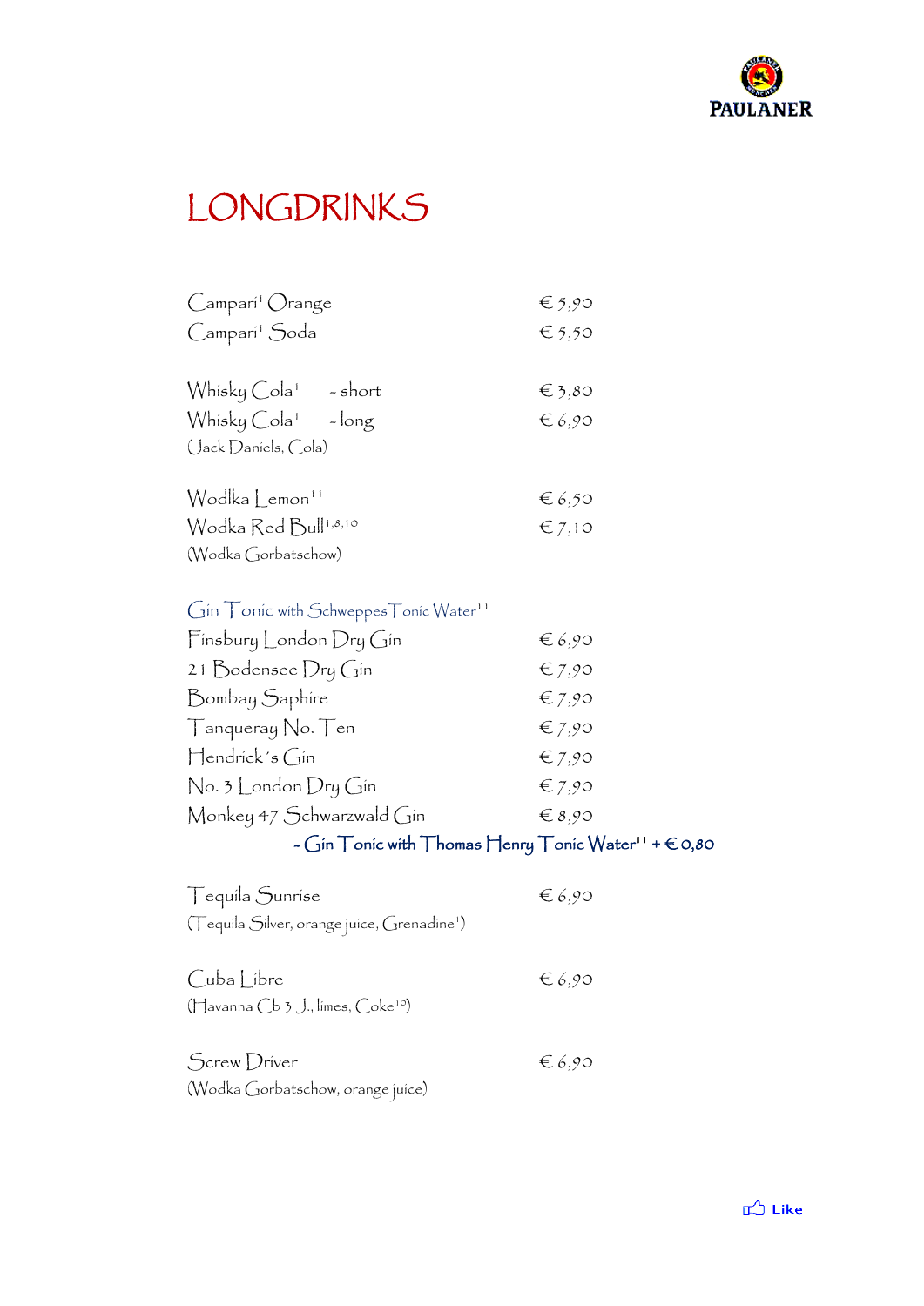PAULANER

# LONGDRINKS

| | |
|---|---|
| Campari[1] Orange | € 5,90 |
| Campari[1] Soda | € 5,50 |
| | |
| Whisky Cola[1] - short | € 3,80 |
| Whisky Cola[1] - long | € 6,90 |
| (Jack Daniels, Cola) | |
| | |
| Wodlka Lemon[11] | € 6,50 |
| Wodka Red Bull[1,8,10] | € 7,10 |
| (Wodka Gorbatschow) | |
| | |
| Gin Tonic with Schweppes Tonic Water[11] | |
| Finsbury London Dry Gin | € 6,90 |
| 21 Bodensee Dry Gin | € 7,90 |
| Bombay Saphire | € 7,90 |
| Tanqueray No. Ten | € 7,90 |
| Hendrick´s Gin | € 7,90 |
| No. 3 London Dry Gin | € 7,90 |
| Monkey 47 Schwarzwald Gin | € 8,90 |
| - Gin Tonic with Thomas Henry Tonic Water[11] + € 0,80 | |
| | |
| Tequila Sunrise | € 6,90 |
| (Tequila Silver, orange juice, Grenadine[1]) | |
| | |
| Cuba Libre | € 6,90 |
| (Havanna Cb 3 J., limes, Coke[10]) | |
| | |
| Screw Driver | € 6,90 |
| (Wodka Gorbatschow, orange juice) | |

Like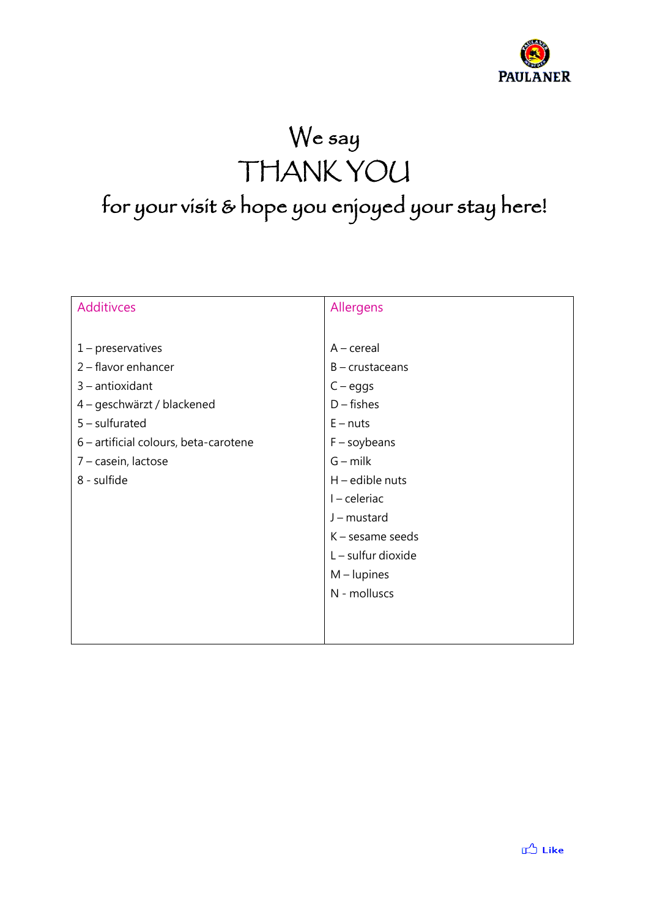PAULANER

# We say

# THANK YOU

## for your visit & hope you enjoyed your stay here!

| Additivces | Allergens |
|---|---|
| 1 – preservatives | A – cereal |
| 2 – flavor enhancer | B – crustaceans |
| 3 – antioxidant | C – eggs |
| 4 – geschwärzt / blackened | D – fishes |
| 5 – sulfurated | E – nuts |
| 6 – artificial colours, beta-carotene | F – soybeans |
| 7 – casein, lactose | G – milk |
| 8 - sulfide | H – edible nuts |
| | I – celeriac |
| | J – mustard |
| | K – sesame seeds |
| | L – sulfur dioxide |
| | M – lupines |
| | N - molluscs |

Like